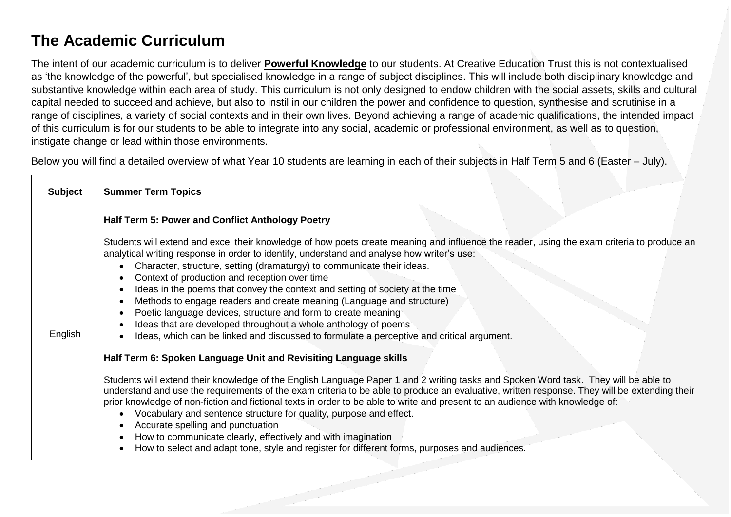# The Academic Curriculum

The intent of our academic curriculum is to deliver **Powerful Knowledge** to our students. At Creative Education Trust this is not contextualised as 'the knowledge of the powerful', but specialised knowledge in a range of subject disciplines. This will include both disciplinary knowledge and substantive knowledge within each area of study. This curriculum is not only designed to endow children with the social assets, skills and cultural capital needed to succeed and achieve, but also to instil in our children the power and confidence to question, synthesise and scrutinise in a range of disciplines, a variety of social contexts and in their own lives. Beyond achieving a range of academic qualifications, the intended impact of this curriculum is for our students to be able to integrate into any social, academic or professional environment, as well as to question, instigate change or lead within those environments.

Below you will find a detailed overview of what Year 10 students are learning in each of their subjects in Half Term 5 and 6 (Easter – July).

| Subject | Summer Term Topics |
|---|---|
| English | **Half Term 5: Power and Conflict Anthology Poetry**<br><br>Students will extend and excel their knowledge of how poets create meaning and influence the reader, using the exam criteria to produce an analytical writing response in order to identify, understand and analyse how writer's use:<br>• Character, structure, setting (dramaturgy) to communicate their ideas.<br>• Context of production and reception over time<br>• Ideas in the poems that convey the context and setting of society at the time<br>• Methods to engage readers and create meaning (Language and structure)<br>• Poetic language devices, structure and form to create meaning<br>• Ideas that are developed throughout a whole anthology of poems<br>• Ideas, which can be linked and discussed to formulate a perceptive and critical argument.<br><br>**Half Term 6: Spoken Language Unit and Revisiting Language skills**<br><br>Students will extend their knowledge of the English Language Paper 1 and 2 writing tasks and Spoken Word task. They will be able to understand and use the requirements of the exam criteria to be able to produce an evaluative, written response. They will be extending their prior knowledge of non-fiction and fictional texts in order to be able to write and present to an audience with knowledge of:<br>• Vocabulary and sentence structure for quality, purpose and effect.<br>• Accurate spelling and punctuation<br>• How to communicate clearly, effectively and with imagination<br>• How to select and adapt tone, style and register for different forms, purposes and audiences. |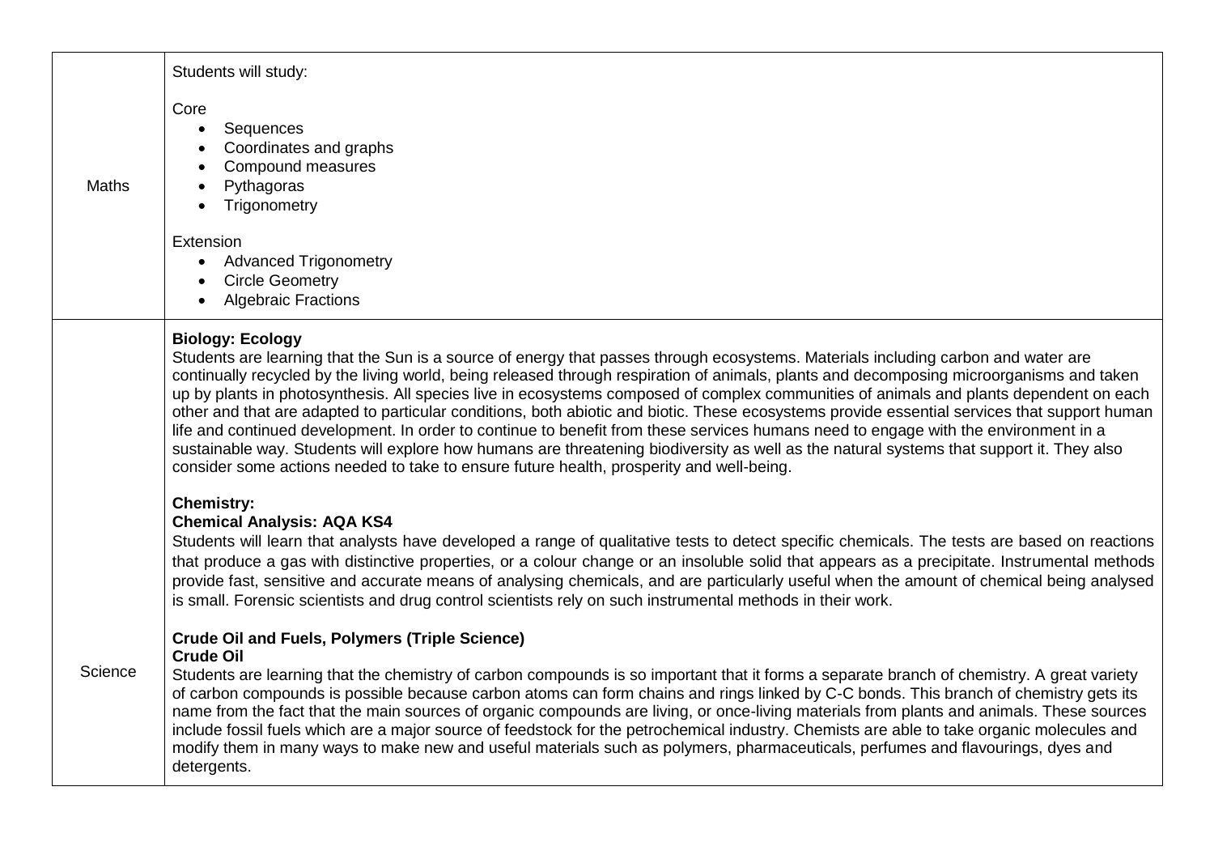| | |
|---|---|
| Maths | Students will study:<br><br>Core<br>• Sequences<br>• Coordinates and graphs<br>• Compound measures<br>• Pythagoras<br>• Trigonometry<br><br>Extension<br>• Advanced Trigonometry<br>• Circle Geometry<br>• Algebraic Fractions |
| Science | **Biology: Ecology**<br>Students are learning that the Sun is a source of energy that passes through ecosystems. Materials including carbon and water are continually recycled by the living world, being released through respiration of animals, plants and decomposing microorganisms and taken up by plants in photosynthesis. All species live in ecosystems composed of complex communities of animals and plants dependent on each other and that are adapted to particular conditions, both abiotic and biotic. These ecosystems provide essential services that support human life and continued development. In order to continue to benefit from these services humans need to engage with the environment in a sustainable way. Students will explore how humans are threatening biodiversity as well as the natural systems that support it. They also consider some actions needed to take to ensure future health, prosperity and well-being.<br><br>**Chemistry:**<br>**Chemical Analysis: AQA KS4**<br>Students will learn that analysts have developed a range of qualitative tests to detect specific chemicals. The tests are based on reactions that produce a gas with distinctive properties, or a colour change or an insoluble solid that appears as a precipitate. Instrumental methods provide fast, sensitive and accurate means of analysing chemicals, and are particularly useful when the amount of chemical being analysed is small. Forensic scientists and drug control scientists rely on such instrumental methods in their work.<br><br>**Crude Oil and Fuels, Polymers (Triple Science)**<br>**Crude Oil**<br>Students are learning that the chemistry of carbon compounds is so important that it forms a separate branch of chemistry. A great variety of carbon compounds is possible because carbon atoms can form chains and rings linked by C-C bonds. This branch of chemistry gets its name from the fact that the main sources of organic compounds are living, or once-living materials from plants and animals. These sources include fossil fuels which are a major source of feedstock for the petrochemical industry. Chemists are able to take organic molecules and modify them in many ways to make new and useful materials such as polymers, pharmaceuticals, perfumes and flavourings, dyes and detergents. |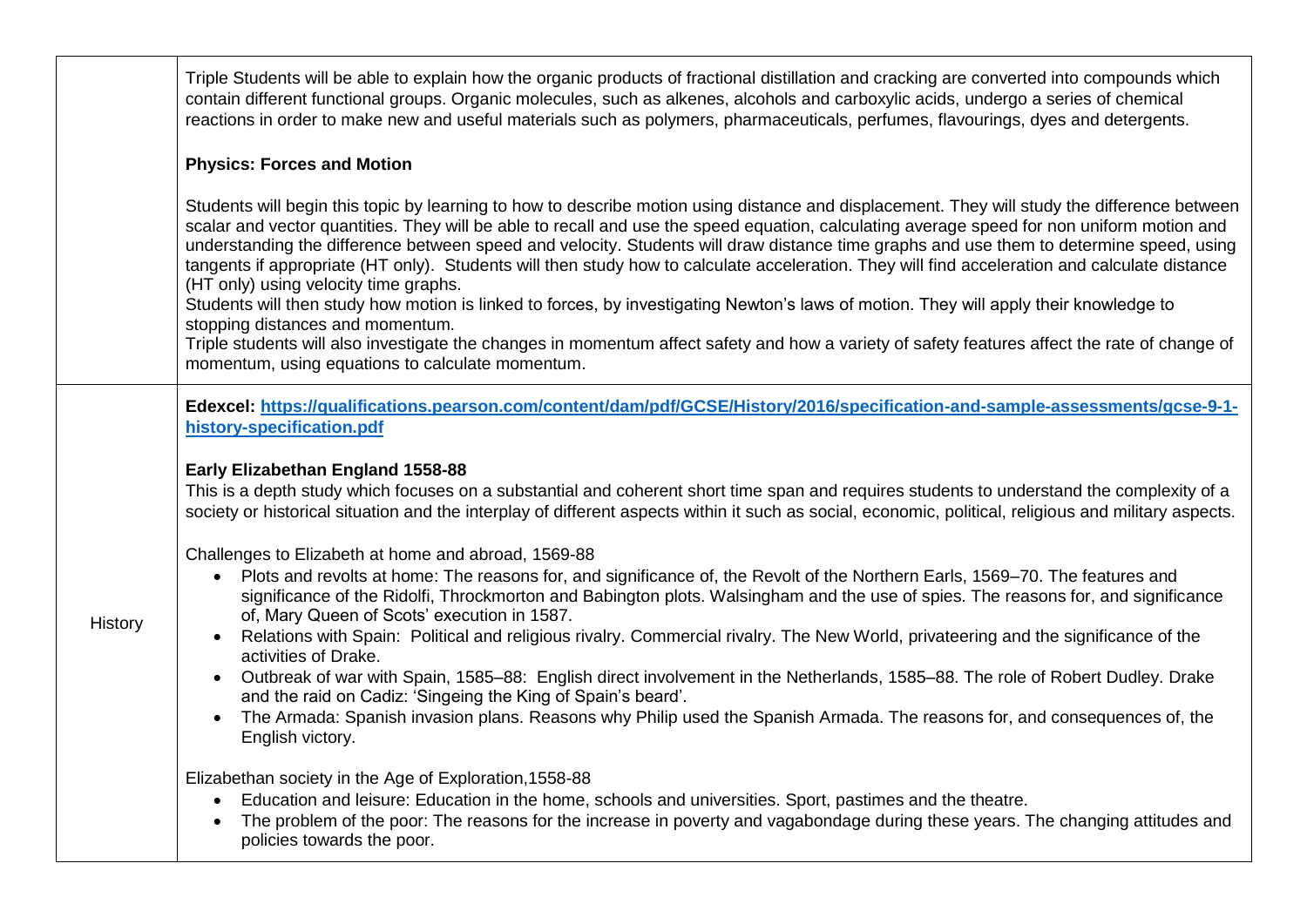| | |
|---|---|
| | Triple Students will be able to explain how the organic products of fractional distillation and cracking are converted into compounds which contain different functional groups. Organic molecules, such as alkenes, alcohols and carboxylic acids, undergo a series of chemical reactions in order to make new and useful materials such as polymers, pharmaceuticals, perfumes, flavourings, dyes and detergents.<br><br>**Physics: Forces and Motion**<br><br>Students will begin this topic by learning to how to describe motion using distance and displacement. They will study the difference between scalar and vector quantities. They will be able to recall and use the speed equation, calculating average speed for non uniform motion and understanding the difference between speed and velocity. Students will draw distance time graphs and use them to determine speed, using tangents if appropriate (HT only). Students will then study how to calculate acceleration. They will find acceleration and calculate distance (HT only) using velocity time graphs.<br>Students will then study how motion is linked to forces, by investigating Newton's laws of motion. They will apply their knowledge to stopping distances and momentum.<br>Triple students will also investigate the changes in momentum affect safety and how a variety of safety features affect the rate of change of momentum, using equations to calculate momentum. |
| History | **Edexcel: [https://qualifications.pearson.com/content/dam/pdf/GCSE/History/2016/specification-and-sample-assessments/gcse-9-1-history-specification.pdf](https://qualifications.pearson.com/content/dam/pdf/GCSE/History/2016/specification-and-sample-assessments/gcse-9-1-history-specification.pdf)**<br><br>**Early Elizabethan England 1558-88**<br>This is a depth study which focuses on a substantial and coherent short time span and requires students to understand the complexity of a society or historical situation and the interplay of different aspects within it such as social, economic, political, religious and military aspects.<br><br>Challenges to Elizabeth at home and abroad, 1569-88<br>• Plots and revolts at home: The reasons for, and significance of, the Revolt of the Northern Earls, 1569–70. The features and significance of the Ridolfi, Throckmorton and Babington plots. Walsingham and the use of spies. The reasons for, and significance of, Mary Queen of Scots' execution in 1587.<br>• Relations with Spain: Political and religious rivalry. Commercial rivalry. The New World, privateering and the significance of the activities of Drake.<br>• Outbreak of war with Spain, 1585–88: English direct involvement in the Netherlands, 1585–88. The role of Robert Dudley. Drake and the raid on Cadiz: 'Singeing the King of Spain's beard'.<br>• The Armada: Spanish invasion plans. Reasons why Philip used the Spanish Armada. The reasons for, and consequences of, the English victory.<br><br>Elizabethan society in the Age of Exploration,1558-88<br>• Education and leisure: Education in the home, schools and universities. Sport, pastimes and the theatre.<br>• The problem of the poor: The reasons for the increase in poverty and vagabondage during these years. The changing attitudes and policies towards the poor. |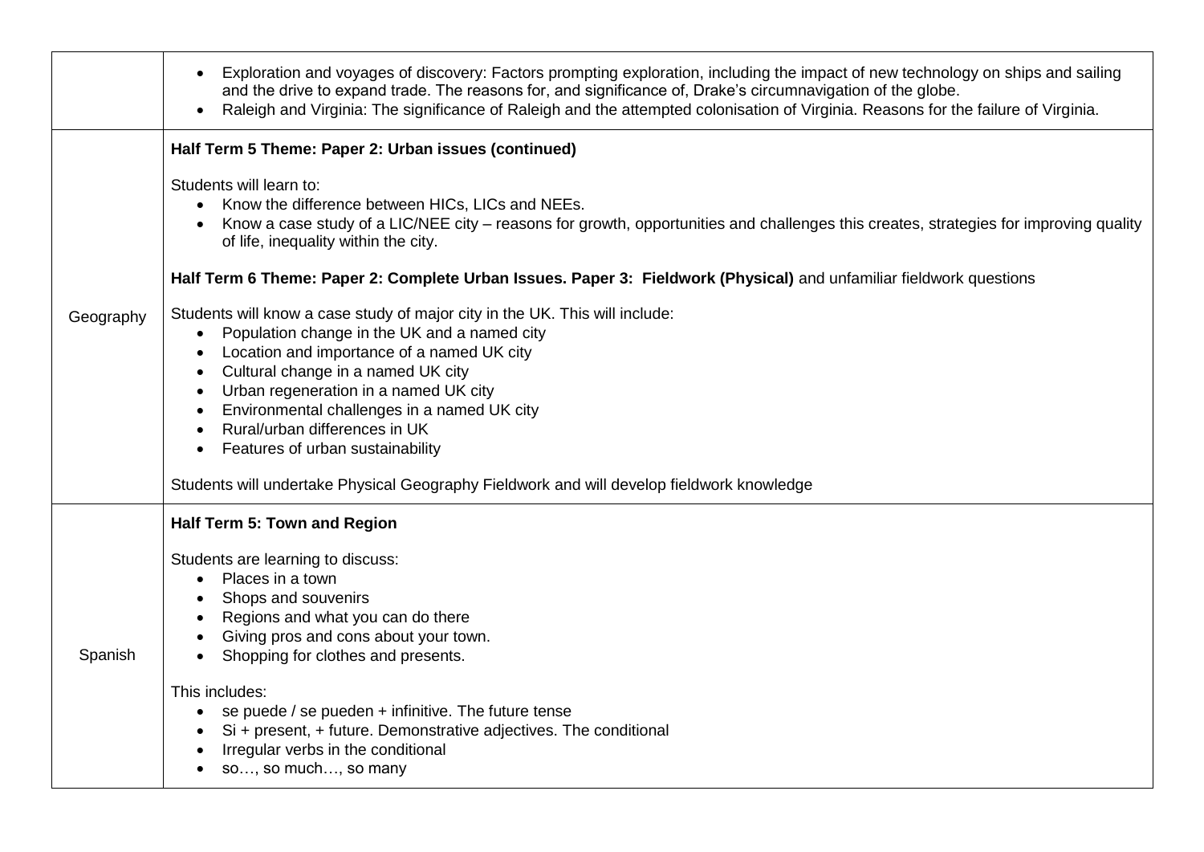| | |
|---|---|
| | • Exploration and voyages of discovery: Factors prompting exploration, including the impact of new technology on ships and sailing and the drive to expand trade. The reasons for, and significance of, Drake's circumnavigation of the globe.<br>• Raleigh and Virginia: The significance of Raleigh and the attempted colonisation of Virginia. Reasons for the failure of Virginia. |
| Geography | **Half Term 5 Theme: Paper 2: Urban issues (continued)**<br><br>Students will learn to:<br>• Know the difference between HICs, LICs and NEEs.<br>• Know a case study of a LIC/NEE city – reasons for growth, opportunities and challenges this creates, strategies for improving quality of life, inequality within the city.<br><br>**Half Term 6 Theme: Paper 2: Complete Urban Issues. Paper 3: Fieldwork (Physical)** and unfamiliar fieldwork questions<br><br>Students will know a case study of major city in the UK. This will include:<br>• Population change in the UK and a named city<br>• Location and importance of a named UK city<br>• Cultural change in a named UK city<br>• Urban regeneration in a named UK city<br>• Environmental challenges in a named UK city<br>• Rural/urban differences in UK<br>• Features of urban sustainability<br><br>Students will undertake Physical Geography Fieldwork and will develop fieldwork knowledge |
| Spanish | **Half Term 5: Town and Region**<br><br>Students are learning to discuss:<br>• Places in a town<br>• Shops and souvenirs<br>• Regions and what you can do there<br>• Giving pros and cons about your town.<br>• Shopping for clothes and presents.<br><br>This includes:<br>• se puede / se pueden + infinitive. The future tense<br>• Si + present, + future. Demonstrative adjectives. The conditional<br>• Irregular verbs in the conditional<br>• so…, so much…, so many |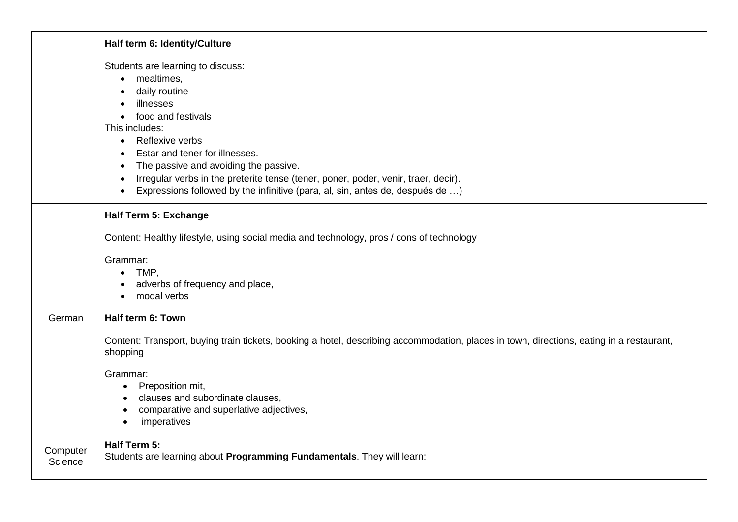| | |
|---|---|
| | **Half term 6: Identity/Culture**<br><br>Students are learning to discuss:<br>• mealtimes,<br>• daily routine<br>• illnesses<br>• food and festivals<br>This includes:<br>• Reflexive verbs<br>• Estar and tener for illnesses.<br>• The passive and avoiding the passive.<br>• Irregular verbs in the preterite tense (tener, poner, poder, venir, traer, decir).<br>• Expressions followed by the infinitive (para, al, sin, antes de, después de …) |
| German | **Half Term 5: Exchange**<br><br>Content: Healthy lifestyle, using social media and technology, pros / cons of technology<br><br>Grammar:<br>• TMP,<br>• adverbs of frequency and place,<br>• modal verbs<br><br>**Half term 6: Town**<br><br>Content: Transport, buying train tickets, booking a hotel, describing accommodation, places in town, directions, eating in a restaurant, shopping<br><br>Grammar:<br>• Preposition mit,<br>• clauses and subordinate clauses,<br>• comparative and superlative adjectives,<br>• imperatives |
| Computer Science | **Half Term 5:**<br>Students are learning about **Programming Fundamentals**. They will learn: |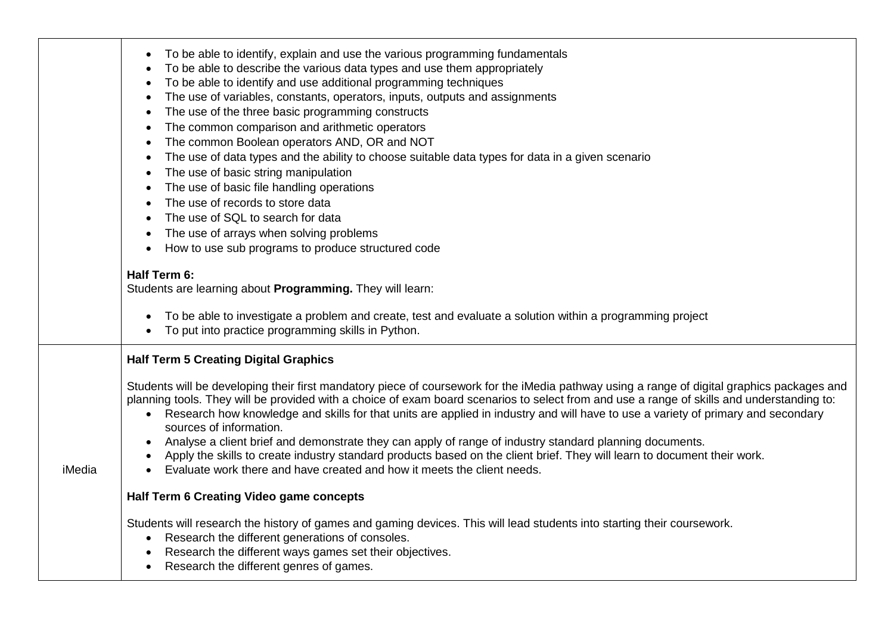|  |  |
|---|---|
|  | • To be able to identify, explain and use the various programming fundamentals<br>• To be able to describe the various data types and use them appropriately<br>• To be able to identify and use additional programming techniques<br>• The use of variables, constants, operators, inputs, outputs and assignments<br>• The use of the three basic programming constructs<br>• The common comparison and arithmetic operators<br>• The common Boolean operators AND, OR and NOT<br>• The use of data types and the ability to choose suitable data types for data in a given scenario<br>• The use of basic string manipulation<br>• The use of basic file handling operations<br>• The use of records to store data<br>• The use of SQL to search for data<br>• The use of arrays when solving problems<br>• How to use sub programs to produce structured code<br><br>**Half Term 6:**<br>Students are learning about **Programming.** They will learn:<br><br>• To be able to investigate a problem and create, test and evaluate a solution within a programming project<br>• To put into practice programming skills in Python. |
| iMedia | **Half Term 5 Creating Digital Graphics**<br><br>Students will be developing their first mandatory piece of coursework for the iMedia pathway using a range of digital graphics packages and planning tools. They will be provided with a choice of exam board scenarios to select from and use a range of skills and understanding to:<br>• Research how knowledge and skills for that units are applied in industry and will have to use a variety of primary and secondary sources of information.<br>• Analyse a client brief and demonstrate they can apply of range of industry standard planning documents.<br>• Apply the skills to create industry standard products based on the client brief. They will learn to document their work.<br>• Evaluate work there and have created and how it meets the client needs.<br><br>**Half Term 6 Creating Video game concepts**<br><br>Students will research the history of games and gaming devices. This will lead students into starting their coursework.<br>• Research the different generations of consoles.<br>• Research the different ways games set their objectives.<br>• Research the different genres of games. |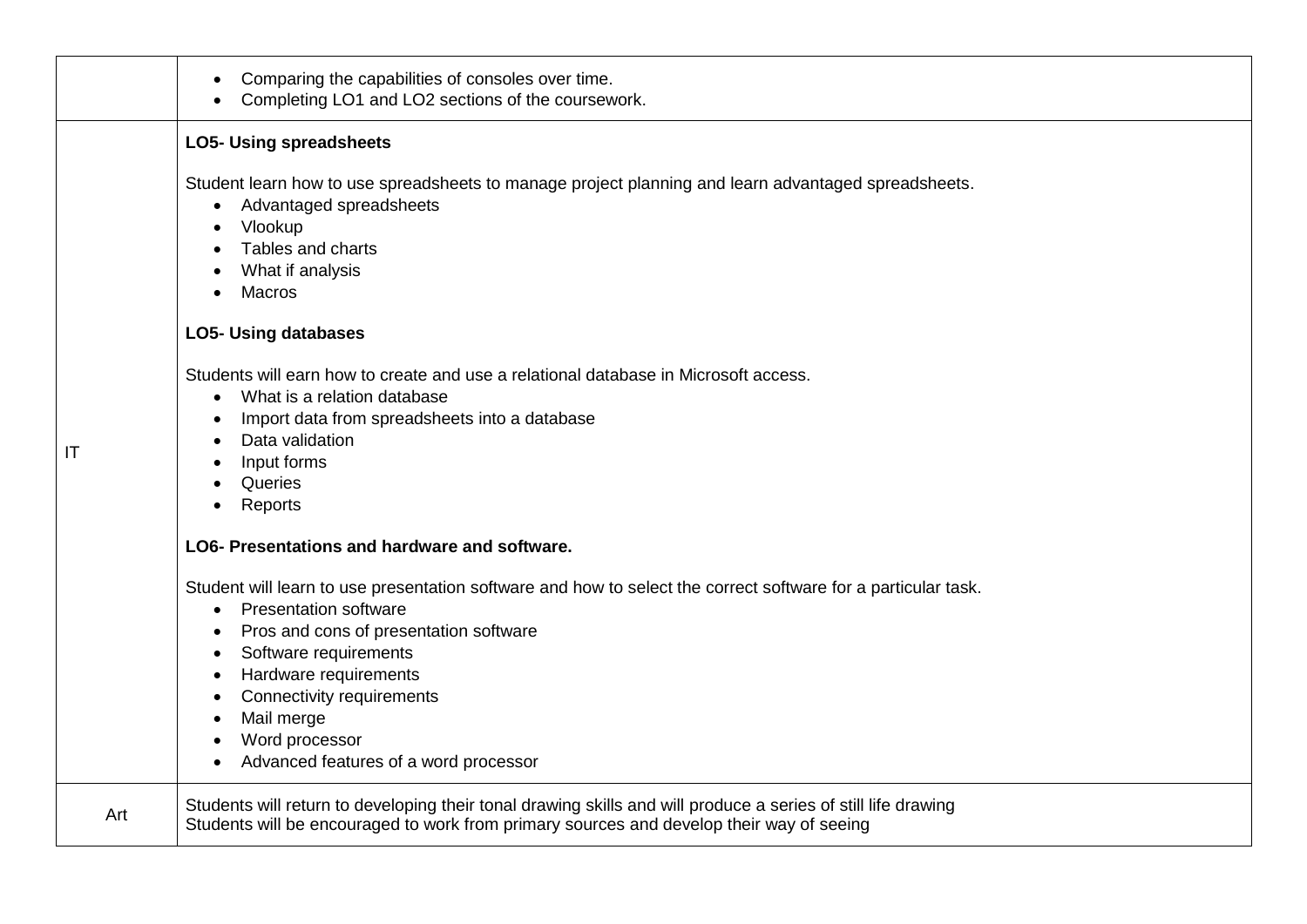| | |
|---|---|
| | • Comparing the capabilities of consoles over time.<br>• Completing LO1 and LO2 sections of the coursework. |
| IT | **LO5- Using spreadsheets**<br><br>Student learn how to use spreadsheets to manage project planning and learn advantaged spreadsheets.<br>• Advantaged spreadsheets<br>• Vlookup<br>• Tables and charts<br>• What if analysis<br>• Macros<br><br>**LO5- Using databases**<br><br>Students will earn how to create and use a relational database in Microsoft access.<br>• What is a relation database<br>• Import data from spreadsheets into a database<br>• Data validation<br>• Input forms<br>• Queries<br>• Reports<br><br>**LO6- Presentations and hardware and software.**<br><br>Student will learn to use presentation software and how to select the correct software for a particular task.<br>• Presentation software<br>• Pros and cons of presentation software<br>• Software requirements<br>• Hardware requirements<br>• Connectivity requirements<br>• Mail merge<br>• Word processor<br>• Advanced features of a word processor |
| Art | Students will return to developing their tonal drawing skills and will produce a series of still life drawing<br>Students will be encouraged to work from primary sources and develop their way of seeing |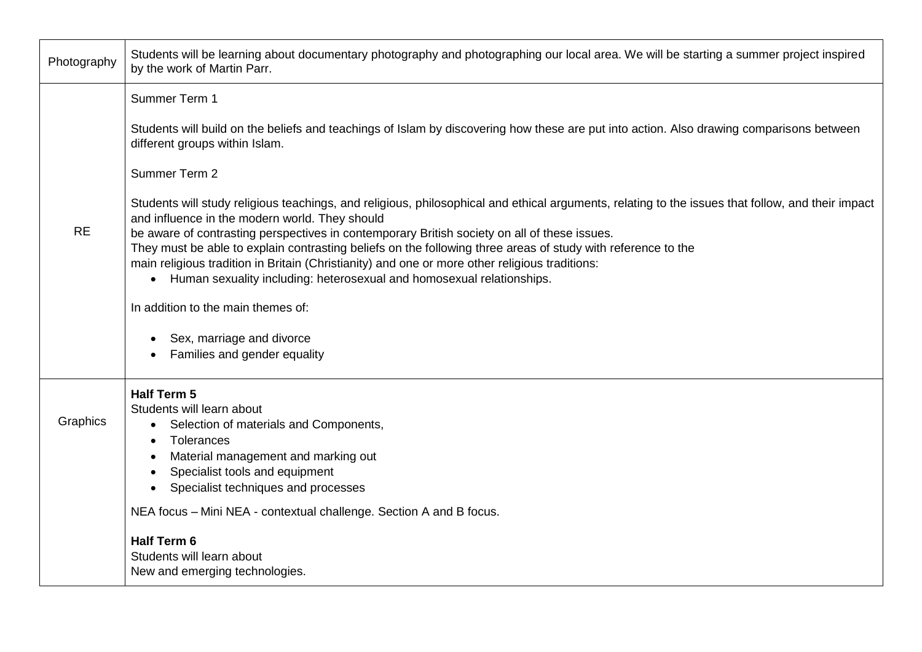| | |
|---|---|
| Photography | Students will be learning about documentary photography and photographing our local area. We will be starting a summer project inspired by the work of Martin Parr. |
| RE | Summer Term 1<br><br>Students will build on the beliefs and teachings of Islam by discovering how these are put into action. Also drawing comparisons between different groups within Islam.<br><br>Summer Term 2<br><br>Students will study religious teachings, and religious, philosophical and ethical arguments, relating to the issues that follow, and their impact and influence in the modern world. They should<br>be aware of contrasting perspectives in contemporary British society on all of these issues.<br>They must be able to explain contrasting beliefs on the following three areas of study with reference to the<br>main religious tradition in Britain (Christianity) and one or more other religious traditions:<br>• Human sexuality including: heterosexual and homosexual relationships.<br><br>In addition to the main themes of:<br><br>• Sex, marriage and divorce<br>• Families and gender equality |
| Graphics | **Half Term 5**<br>Students will learn about<br>• Selection of materials and Components,<br>• Tolerances<br>• Material management and marking out<br>• Specialist tools and equipment<br>• Specialist techniques and processes<br><br>NEA focus – Mini NEA - contextual challenge. Section A and B focus.<br><br>**Half Term 6**<br>Students will learn about<br>New and emerging technologies. |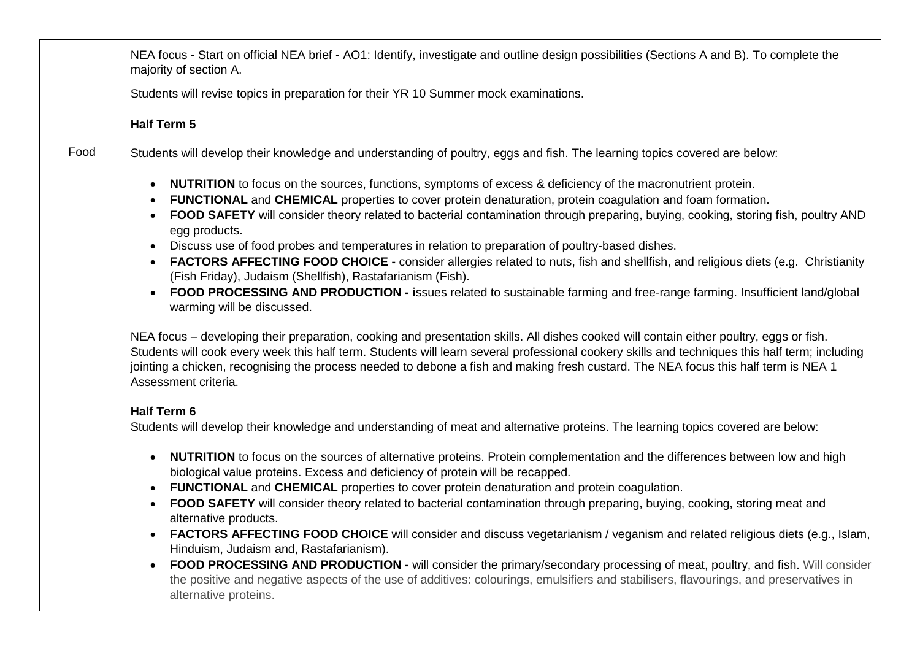| | |
|---|---|
| | NEA focus - Start on official NEA brief - AO1: Identify, investigate and outline design possibilities (Sections A and B). To complete the majority of section A.<br><br>Students will revise topics in preparation for their YR 10 Summer mock examinations. |
| Food | **Half Term 5**<br><br>Students will develop their knowledge and understanding of poultry, eggs and fish. The learning topics covered are below:<br><br>• **NUTRITION** to focus on the sources, functions, symptoms of excess & deficiency of the macronutrient protein.<br>• **FUNCTIONAL** and **CHEMICAL** properties to cover protein denaturation, protein coagulation and foam formation.<br>• **FOOD SAFETY** will consider theory related to bacterial contamination through preparing, buying, cooking, storing fish, poultry AND egg products.<br>• Discuss use of food probes and temperatures in relation to preparation of poultry-based dishes.<br>• **FACTORS AFFECTING FOOD CHOICE -** consider allergies related to nuts, fish and shellfish, and religious diets (e.g. Christianity (Fish Friday), Judaism (Shellfish), Rastafarianism (Fish).<br>• **FOOD PROCESSING AND PRODUCTION - i**ssues related to sustainable farming and free-range farming. Insufficient land/global warming will be discussed.<br><br>NEA focus – developing their preparation, cooking and presentation skills. All dishes cooked will contain either poultry, eggs or fish. Students will cook every week this half term. Students will learn several professional cookery skills and techniques this half term; including jointing a chicken, recognising the process needed to debone a fish and making fresh custard. The NEA focus this half term is NEA 1 Assessment criteria.<br><br>**Half Term 6**<br>Students will develop their knowledge and understanding of meat and alternative proteins. The learning topics covered are below:<br><br>• **NUTRITION** to focus on the sources of alternative proteins. Protein complementation and the differences between low and high biological value proteins. Excess and deficiency of protein will be recapped.<br>• **FUNCTIONAL** and **CHEMICAL** properties to cover protein denaturation and protein coagulation.<br>• **FOOD SAFETY** will consider theory related to bacterial contamination through preparing, buying, cooking, storing meat and alternative products.<br>• **FACTORS AFFECTING FOOD CHOICE** will consider and discuss vegetarianism / veganism and related religious diets (e.g., Islam, Hinduism, Judaism and, Rastafarianism).<br>• **FOOD PROCESSING AND PRODUCTION -** will consider the primary/secondary processing of meat, poultry, and fish. Will consider the positive and negative aspects of the use of additives: colourings, emulsifiers and stabilisers, flavourings, and preservatives in alternative proteins. |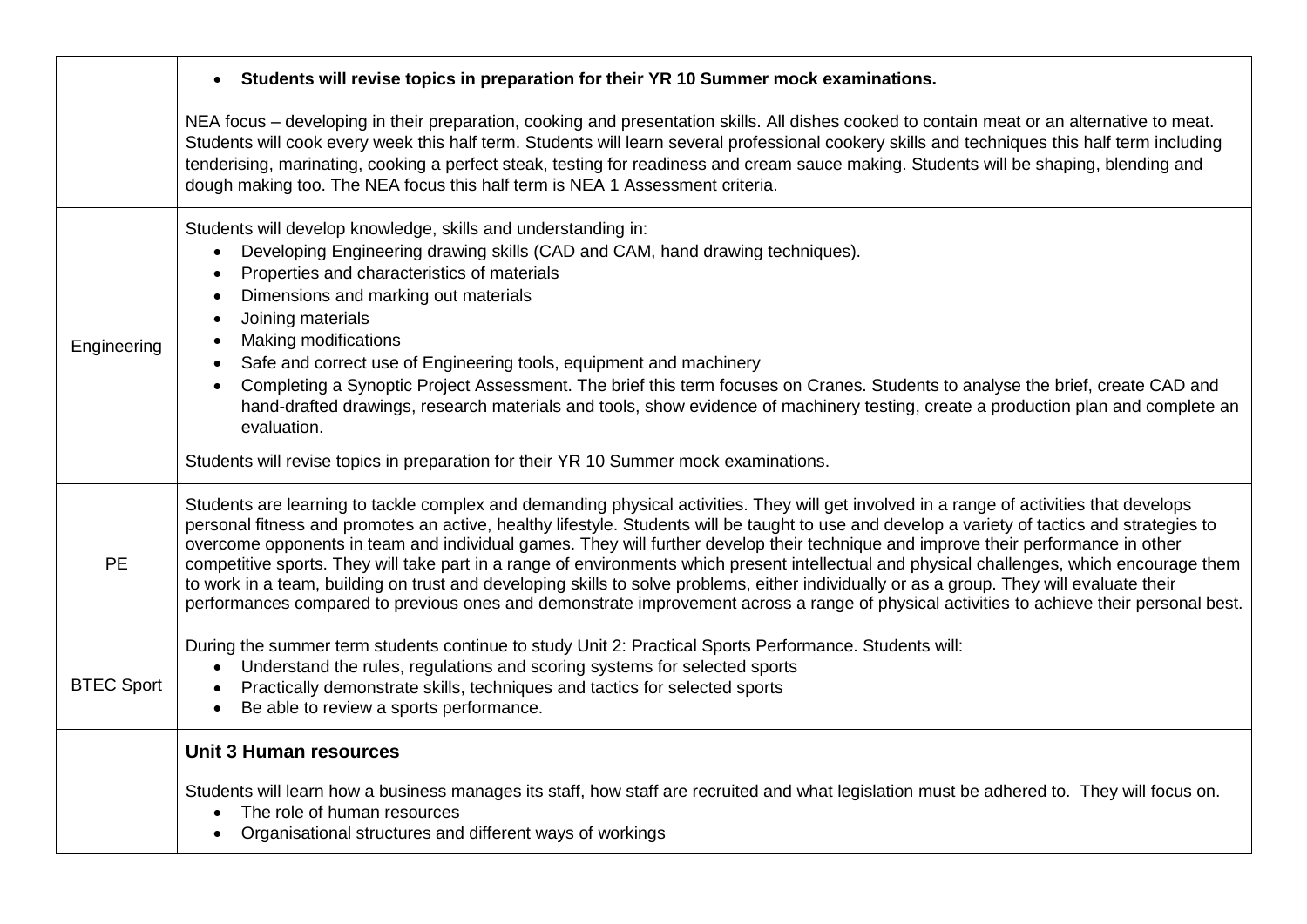| | |
|---|---|
| | <ul><li>**Students will revise topics in preparation for their YR 10 Summer mock examinations.**</li></ul>NEA focus – developing in their preparation, cooking and presentation skills. All dishes cooked to contain meat or an alternative to meat. Students will cook every week this half term. Students will learn several professional cookery skills and techniques this half term including tenderising, marinating, cooking a perfect steak, testing for readiness and cream sauce making. Students will be shaping, blending and dough making too. The NEA focus this half term is NEA 1 Assessment criteria. |
| Engineering | Students will develop knowledge, skills and understanding in:<ul><li>Developing Engineering drawing skills (CAD and CAM, hand drawing techniques).</li><li>Properties and characteristics of materials</li><li>Dimensions and marking out materials</li><li>Joining materials</li><li>Making modifications</li><li>Safe and correct use of Engineering tools, equipment and machinery</li><li>Completing a Synoptic Project Assessment. The brief this term focuses on Cranes. Students to analyse the brief, create CAD and hand-drafted drawings, research materials and tools, show evidence of machinery testing, create a production plan and complete an evaluation.</li></ul>Students will revise topics in preparation for their YR 10 Summer mock examinations. |
| PE | Students are learning to tackle complex and demanding physical activities. They will get involved in a range of activities that develops personal fitness and promotes an active, healthy lifestyle. Students will be taught to use and develop a variety of tactics and strategies to overcome opponents in team and individual games. They will further develop their technique and improve their performance in other competitive sports. They will take part in a range of environments which present intellectual and physical challenges, which encourage them to work in a team, building on trust and developing skills to solve problems, either individually or as a group. They will evaluate their performances compared to previous ones and demonstrate improvement across a range of physical activities to achieve their personal best. |
| BTEC Sport | During the summer term students continue to study Unit 2: Practical Sports Performance. Students will:<ul><li>Understand the rules, regulations and scoring systems for selected sports</li><li>Practically demonstrate skills, techniques and tactics for selected sports</li><li>Be able to review a sports performance.</li></ul> |
| | **Unit 3 Human resources**<br><br>Students will learn how a business manages its staff, how staff are recruited and what legislation must be adhered to. They will focus on.<ul><li>The role of human resources</li><li>Organisational structures and different ways of workings</li></ul> |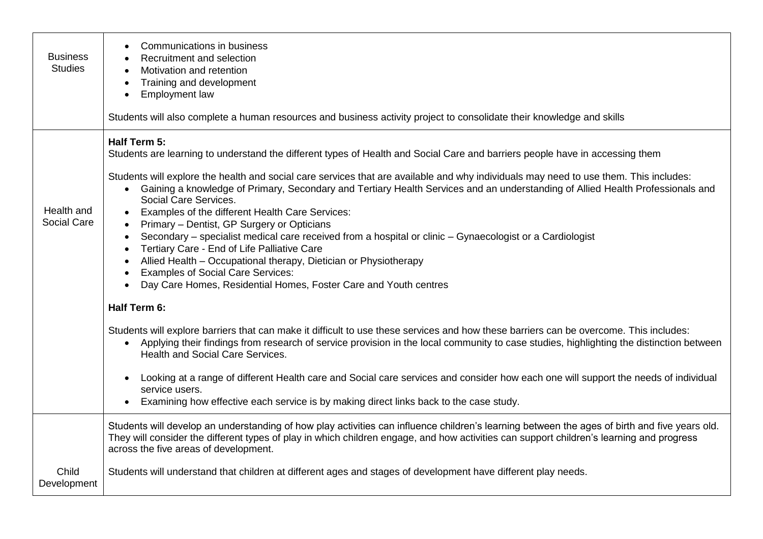| | |
|---|---|
| Business Studies | <ul><li>Communications in business</li><li>Recruitment and selection</li><li>Motivation and retention</li><li>Training and development</li><li>Employment law</li></ul>Students will also complete a human resources and business activity project to consolidate their knowledge and skills |
| Health and Social Care | **Half Term 5:**<br>Students are learning to understand the different types of Health and Social Care and barriers people have in accessing them<br><br>Students will explore the health and social care services that are available and why individuals may need to use them. This includes:<ul><li>Gaining a knowledge of Primary, Secondary and Tertiary Health Services and an understanding of Allied Health Professionals and Social Care Services.</li><li>Examples of the different Health Care Services:</li><li>Primary – Dentist, GP Surgery or Opticians</li><li>Secondary – specialist medical care received from a hospital or clinic – Gynaecologist or a Cardiologist</li><li>Tertiary Care - End of Life Palliative Care</li><li>Allied Health – Occupational therapy, Dietician or Physiotherapy</li><li>Examples of Social Care Services:</li><li>Day Care Homes, Residential Homes, Foster Care and Youth centres</li></ul>**Half Term 6:**<br><br>Students will explore barriers that can make it difficult to use these services and how these barriers can be overcome. This includes:<ul><li>Applying their findings from research of service provision in the local community to case studies, highlighting the distinction between Health and Social Care Services.</li><li>Looking at a range of different Health care and Social care services and consider how each one will support the needs of individual service users.</li><li>Examining how effective each service is by making direct links back to the case study.</li></ul> |
| Child Development | Students will develop an understanding of how play activities can influence children's learning between the ages of birth and five years old. They will consider the different types of play in which children engage, and how activities can support children's learning and progress across the five areas of development.<br><br>Students will understand that children at different ages and stages of development have different play needs. |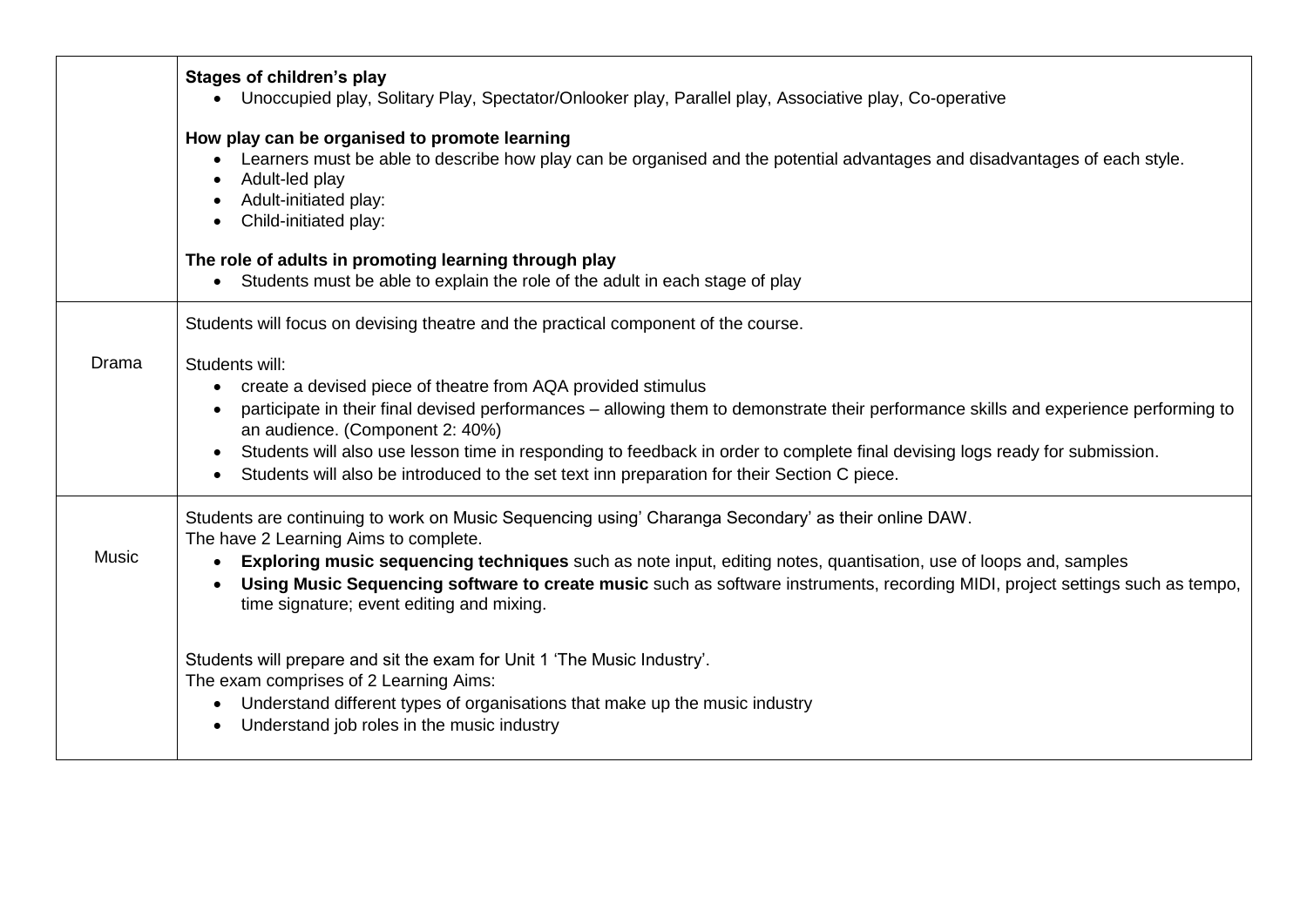| | |
|---|---|
| | **Stages of children's play**<br>• Unoccupied play, Solitary Play, Spectator/Onlooker play, Parallel play, Associative play, Co-operative<br><br>**How play can be organised to promote learning**<br>• Learners must be able to describe how play can be organised and the potential advantages and disadvantages of each style.<br>• Adult-led play<br>• Adult-initiated play:<br>• Child-initiated play:<br><br>**The role of adults in promoting learning through play**<br>• Students must be able to explain the role of the adult in each stage of play |
| Drama | Students will focus on devising theatre and the practical component of the course.<br><br>Students will:<br>• create a devised piece of theatre from AQA provided stimulus<br>• participate in their final devised performances – allowing them to demonstrate their performance skills and experience performing to an audience. (Component 2: 40%)<br>• Students will also use lesson time in responding to feedback in order to complete final devising logs ready for submission.<br>• Students will also be introduced to the set text inn preparation for their Section C piece. |
| Music | Students are continuing to work on Music Sequencing using' Charanga Secondary' as their online DAW.<br>The have 2 Learning Aims to complete.<br>• **Exploring music sequencing techniques** such as note input, editing notes, quantisation, use of loops and, samples<br>• **Using Music Sequencing software to create music** such as software instruments, recording MIDI, project settings such as tempo, time signature; event editing and mixing.<br><br>Students will prepare and sit the exam for Unit 1 'The Music Industry'.<br>The exam comprises of 2 Learning Aims:<br>• Understand different types of organisations that make up the music industry<br>• Understand job roles in the music industry |